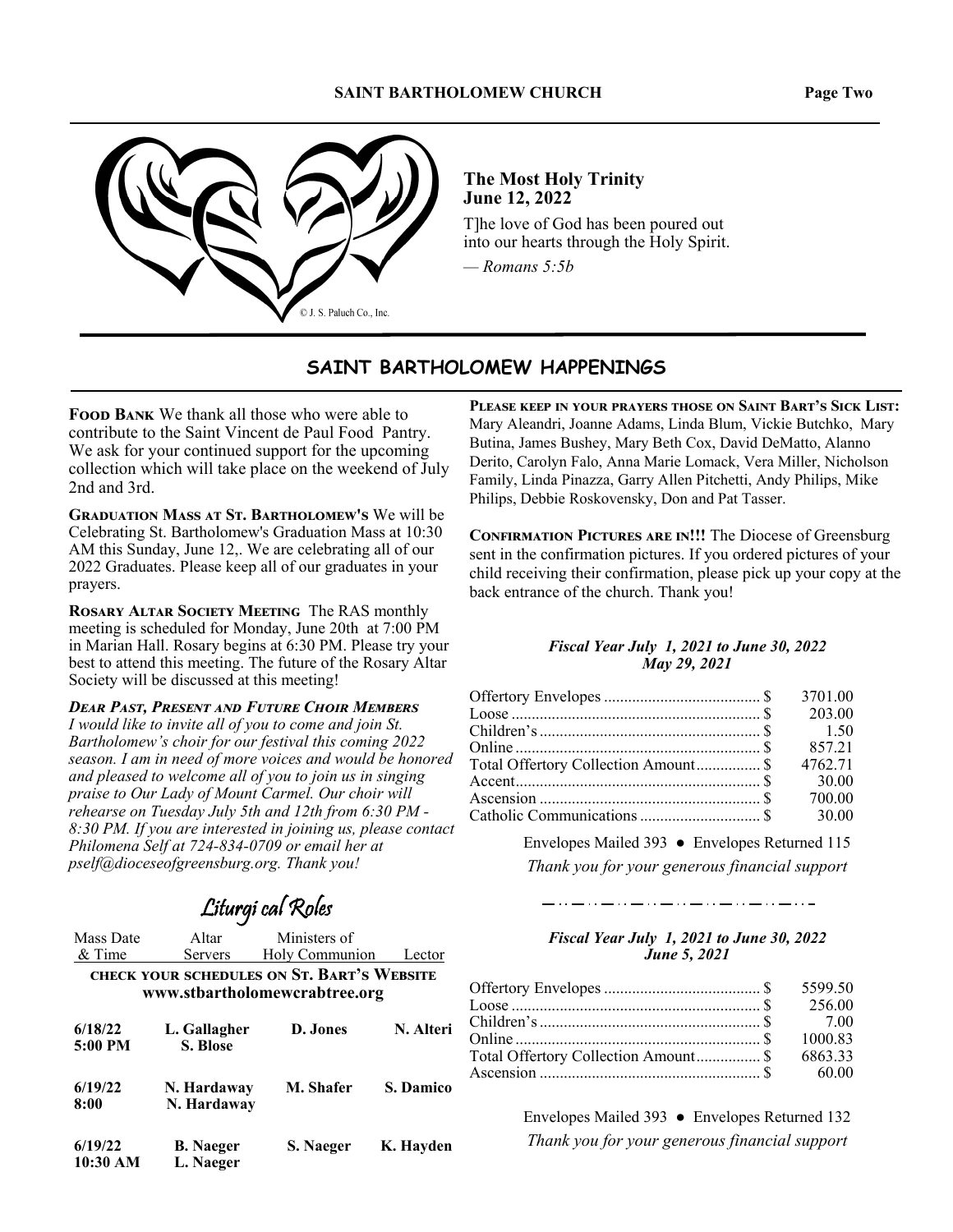## The Most Holy Trinity
**June 12, 2022**

T]he love of God has been poured out into our hearts through the Holy Spirit.

— *Romans 5:5b*

© J. S. Paluch Co., Inc.

# SAINT BARTHOLOMEW HAPPENINGS

**FOOD BANK** We thank all those who were able to contribute to the Saint Vincent de Paul Food Pantry. We ask for your continued support for the upcoming collection which will take place on the weekend of July 2nd and 3rd.

**GRADUATION MASS AT ST. BARTHOLOMEW'S** We will be Celebrating St. Bartholomew's Graduation Mass at 10:30 AM this Sunday, June 12,. We are celebrating all of our 2022 Graduates. Please keep all of our graduates in your prayers.

**ROSARY ALTAR SOCIETY MEETING** The RAS monthly meeting is scheduled for Monday, June 20th at 7:00 PM in Marian Hall. Rosary begins at 6:30 PM. Please try your best to attend this meeting. The future of the Rosary Altar Society will be discussed at this meeting!

***DEAR PAST, PRESENT AND FUTURE CHOIR MEMBERS***
*I would like to invite all of you to come and join St. Bartholomew's choir for our festival this coming 2022 season. I am in need of more voices and would be honored and pleased to welcome all of you to join us in singing praise to Our Lady of Mount Carmel. Our choir will rehearse on Tuesday July 5th and 12th from 6:30 PM - 8:30 PM. If you are interested in joining us, please contact Philomena Self at 724-834-0709 or email her at pself@dioceseofgreensburg.org. Thank you!*

## Liturgi cal Roles

| Mass Date & Time | Altar Servers | Ministers of Holy Communion | Lector |
|---|---|---|---|
| **CHECK YOUR SCHEDULES ON ST. BART'S WEBSITE www.stbartholomewcrabtree.org** | | | |
| **6/18/22 5:00 PM** | **L. Gallagher S. Blose** | **D. Jones** | **N. Alteri** |
| **6/19/22 8:00** | **N. Hardaway N. Hardaway** | **M. Shafer** | **S. Damico** |
| **6/19/22 10:30 AM** | **B. Naeger L. Naeger** | **S. Naeger** | **K. Hayden** |

**PLEASE KEEP IN YOUR PRAYERS THOSE ON SAINT BART'S SICK LIST:** Mary Aleandri, Joanne Adams, Linda Blum, Vickie Butchko, Mary Butina, James Bushey, Mary Beth Cox, David DeMatto, Alanno Derito, Carolyn Falo, Anna Marie Lomack, Vera Miller, Nicholson Family, Linda Pinazza, Garry Allen Pitchetti, Andy Philips, Mike Philips, Debbie Roskovensky, Don and Pat Tasser.

**CONFIRMATION PICTURES ARE IN!!!** The Diocese of Greensburg sent in the confirmation pictures. If you ordered pictures of your child receiving their confirmation, please pick up your copy at the back entrance of the church. Thank you!

***Fiscal Year July 1, 2021 to June 30, 2022***
***May 29, 2021***

| | |
|---|---|
| Offertory Envelopes | $ 3701.00 |
| Loose | $ 203.00 |
| Children's | $ 1.50 |
| Online | $ 857.21 |
| Total Offertory Collection Amount | $ 4762.71 |
| Accent | $ 30.00 |
| Ascension | $ 700.00 |
| Catholic Communications | $ 30.00 |

Envelopes Mailed 393 ● Envelopes Returned 115

*Thank you for your generous financial support*

***Fiscal Year July 1, 2021 to June 30, 2022***
***June 5, 2021***

| | |
|---|---|
| Offertory Envelopes | $ 5599.50 |
| Loose | $ 256.00 |
| Children's | $ 7.00 |
| Online | $ 1000.83 |
| Total Offertory Collection Amount | $ 6863.33 |
| Ascension | $ 60.00 |

Envelopes Mailed 393 ● Envelopes Returned 132

*Thank you for your generous financial support*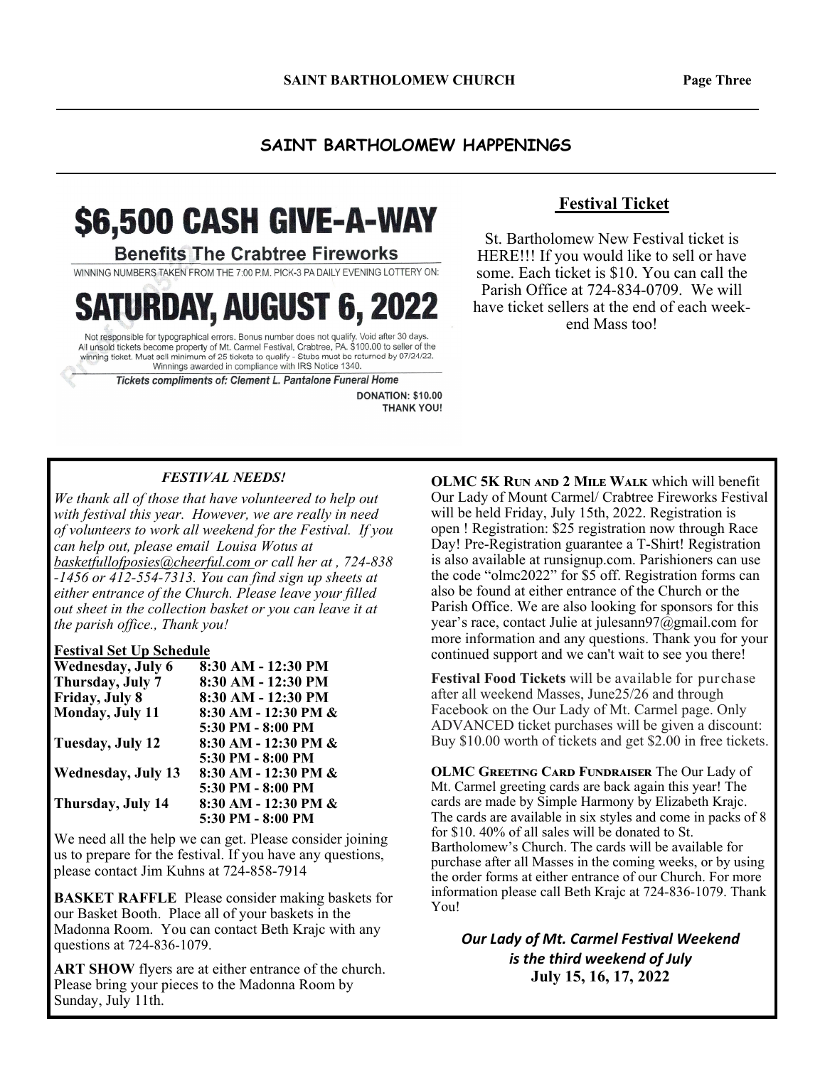## SAINT BARTHOLOMEW HAPPENINGS

# $6,500 CASH GIVE-A-WAY

**Benefits The Crabtree Fireworks**

WINNING NUMBERS TAKEN FROM THE 7:00 P.M. PICK-3 PA DAILY EVENING LOTTERY ON:

# SATURDAY, AUGUST 6, 2022

Not responsible for typographical errors. Bonus number does not qualify. Void after 30 days. All unsold tickets become property of Mt. Carmel Festival, Crabtree, PA. $100.00 to seller of the winning ticket. Must sell minimum of 25 tickets to qualify - Stubs must be returned by 07/24/22. Winnings awarded in compliance with IRS Notice 1340.

*Tickets compliments of: Clement L. Pantalone Funeral Home*

**DONATION: $10.00**
**THANK YOU!**

## Festival Ticket

St. Bartholomew New Festival ticket is HERE!!! If you would like to sell or have some. Each ticket is $10. You can call the Parish Office at 724-834-0709. We will have ticket sellers at the end of each weekend Mass too!

### *FESTIVAL NEEDS!*

*We thank all of those that have volunteered to help out with festival this year. However, we are really in need of volunteers to work all weekend for the Festival. If you can help out, please email Louisa Wotus at basketfullofposies@cheerful.com or call her at , 724-838-1456 or 412-554-7313. You can find sign up sheets at either entrance of the Church. Please leave your filled out sheet in the collection basket or you can leave it at the parish office., Thank you!*

**Festival Set Up Schedule**

| | |
|---|---|
| **Wednesday, July 6** | **8:30 AM - 12:30 PM** |
| **Thursday, July 7** | **8:30 AM - 12:30 PM** |
| **Friday, July 8** | **8:30 AM - 12:30 PM** |
| **Monday, July 11** | **8:30 AM - 12:30 PM & 5:30 PM - 8:00 PM** |
| **Tuesday, July 12** | **8:30 AM - 12:30 PM & 5:30 PM - 8:00 PM** |
| **Wednesday, July 13** | **8:30 AM - 12:30 PM & 5:30 PM - 8:00 PM** |
| **Thursday, July 14** | **8:30 AM - 12:30 PM & 5:30 PM - 8:00 PM** |

We need all the help we can get. Please consider joining us to prepare for the festival. If you have any questions, please contact Jim Kuhns at 724-858-7914

**BASKET RAFFLE** Please consider making baskets for our Basket Booth. Place all of your baskets in the Madonna Room. You can contact Beth Krajc with any questions at 724-836-1079.

**ART SHOW** flyers are at either entrance of the church. Please bring your pieces to the Madonna Room by Sunday, July 11th.

**OLMC 5K Run and 2 Mile Walk** which will benefit Our Lady of Mount Carmel/ Crabtree Fireworks Festival will be held Friday, July 15th, 2022. Registration is open ! Registration: $25 registration now through Race Day! Pre-Registration guarantee a T-Shirt! Registration is also available at runsignup.com. Parishioners can use the code "olmc2022" for $5 off. Registration forms can also be found at either entrance of the Church or the Parish Office. We are also looking for sponsors for this year's race, contact Julie at julesann97@gmail.com for more information and any questions. Thank you for your continued support and we can't wait to see you there!

**Festival Food Tickets** will be available for purchase after all weekend Masses, June25/26 and through Facebook on the Our Lady of Mt. Carmel page. Only ADVANCED ticket purchases will be given a discount: Buy $10.00 worth of tickets and get $2.00 in free tickets.

**OLMC Greeting Card Fundraiser** The Our Lady of Mt. Carmel greeting cards are back again this year! The cards are made by Simple Harmony by Elizabeth Krajc. The cards are available in six styles and come in packs of 8 for $10. 40% of all sales will be donated to St. Bartholomew's Church. The cards will be available for purchase after all Masses in the coming weeks, or by using the order forms at either entrance of our Church. For more information please call Beth Krajc at 724-836-1079. Thank You!

***Our Lady of Mt. Carmel Festival Weekend is the third weekend of July***
**July 15, 16, 17, 2022**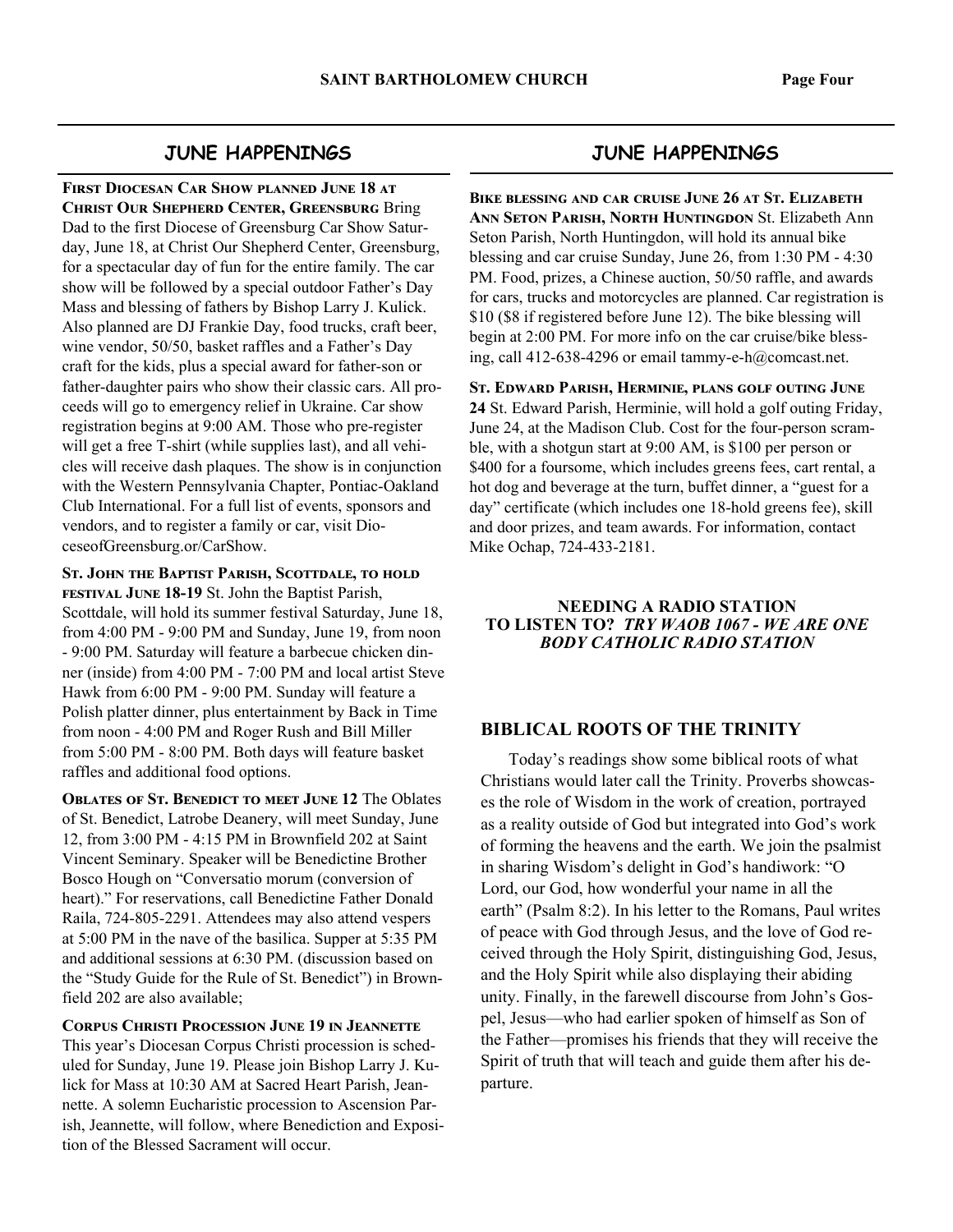## JUNE HAPPENINGS

**First Diocesan Car Show planned June 18 at Christ Our Shepherd Center, Greensburg** Bring Dad to the first Diocese of Greensburg Car Show Saturday, June 18, at Christ Our Shepherd Center, Greensburg, for a spectacular day of fun for the entire family. The car show will be followed by a special outdoor Father's Day Mass and blessing of fathers by Bishop Larry J. Kulick. Also planned are DJ Frankie Day, food trucks, craft beer, wine vendor, 50/50, basket raffles and a Father's Day craft for the kids, plus a special award for father-son or father-daughter pairs who show their classic cars. All proceeds will go to emergency relief in Ukraine. Car show registration begins at 9:00 AM. Those who pre-register will get a free T-shirt (while supplies last), and all vehicles will receive dash plaques. The show is in conjunction with the Western Pennsylvania Chapter, Pontiac-Oakland Club International. For a full list of events, sponsors and vendors, and to register a family or car, visit DioceseofGreensburg.or/CarShow.

**St. John the Baptist Parish, Scottdale, to hold festival June 18-19** St. John the Baptist Parish, Scottdale, will hold its summer festival Saturday, June 18, from 4:00 PM - 9:00 PM and Sunday, June 19, from noon - 9:00 PM. Saturday will feature a barbecue chicken dinner (inside) from 4:00 PM - 7:00 PM and local artist Steve Hawk from 6:00 PM - 9:00 PM. Sunday will feature a Polish platter dinner, plus entertainment by Back in Time from noon - 4:00 PM and Roger Rush and Bill Miller from 5:00 PM - 8:00 PM. Both days will feature basket raffles and additional food options.

**Oblates of St. Benedict to meet June 12** The Oblates of St. Benedict, Latrobe Deanery, will meet Sunday, June 12, from 3:00 PM - 4:15 PM in Brownfield 202 at Saint Vincent Seminary. Speaker will be Benedictine Brother Bosco Hough on "Conversatio morum (conversion of heart)." For reservations, call Benedictine Father Donald Raila, 724-805-2291. Attendees may also attend vespers at 5:00 PM in the nave of the basilica. Supper at 5:35 PM and additional sessions at 6:30 PM. (discussion based on the "Study Guide for the Rule of St. Benedict") in Brownfield 202 are also available;

**Corpus Christi Procession June 19 in Jeannette** This year's Diocesan Corpus Christi procession is scheduled for Sunday, June 19. Please join Bishop Larry J. Kulick for Mass at 10:30 AM at Sacred Heart Parish, Jeannette. A solemn Eucharistic procession to Ascension Parish, Jeannette, will follow, where Benediction and Exposition of the Blessed Sacrament will occur.

## JUNE HAPPENINGS

**Bike blessing and car cruise June 26 at St. Elizabeth Ann Seton Parish, North Huntingdon** St. Elizabeth Ann Seton Parish, North Huntingdon, will hold its annual bike blessing and car cruise Sunday, June 26, from 1:30 PM - 4:30 PM. Food, prizes, a Chinese auction, 50/50 raffle, and awards for cars, trucks and motorcycles are planned. Car registration is $10 ($8 if registered before June 12). The bike blessing will begin at 2:00 PM. For more info on the car cruise/bike blessing, call 412-638-4296 or email tammy-e-h@comcast.net.

**St. Edward Parish, Herminie, plans golf outing June 24** St. Edward Parish, Herminie, will hold a golf outing Friday, June 24, at the Madison Club. Cost for the four-person scramble, with a shotgun start at 9:00 AM, is $100 per person or $400 for a foursome, which includes greens fees, cart rental, a hot dog and beverage at the turn, buffet dinner, a "guest for a day" certificate (which includes one 18-hold greens fee), skill and door prizes, and team awards. For information, contact Mike Ochap, 724-433-2181.

**NEEDING A RADIO STATION TO LISTEN TO?** ***TRY WAOB 1067 - WE ARE ONE BODY CATHOLIC RADIO STATION***

## BIBLICAL ROOTS OF THE TRINITY

Today's readings show some biblical roots of what Christians would later call the Trinity. Proverbs showcases the role of Wisdom in the work of creation, portrayed as a reality outside of God but integrated into God's work of forming the heavens and the earth. We join the psalmist in sharing Wisdom's delight in God's handiwork: "O Lord, our God, how wonderful your name in all the earth" (Psalm 8:2). In his letter to the Romans, Paul writes of peace with God through Jesus, and the love of God received through the Holy Spirit, distinguishing God, Jesus, and the Holy Spirit while also displaying their abiding unity. Finally, in the farewell discourse from John's Gospel, Jesus—who had earlier spoken of himself as Son of the Father—promises his friends that they will receive the Spirit of truth that will teach and guide them after his departure.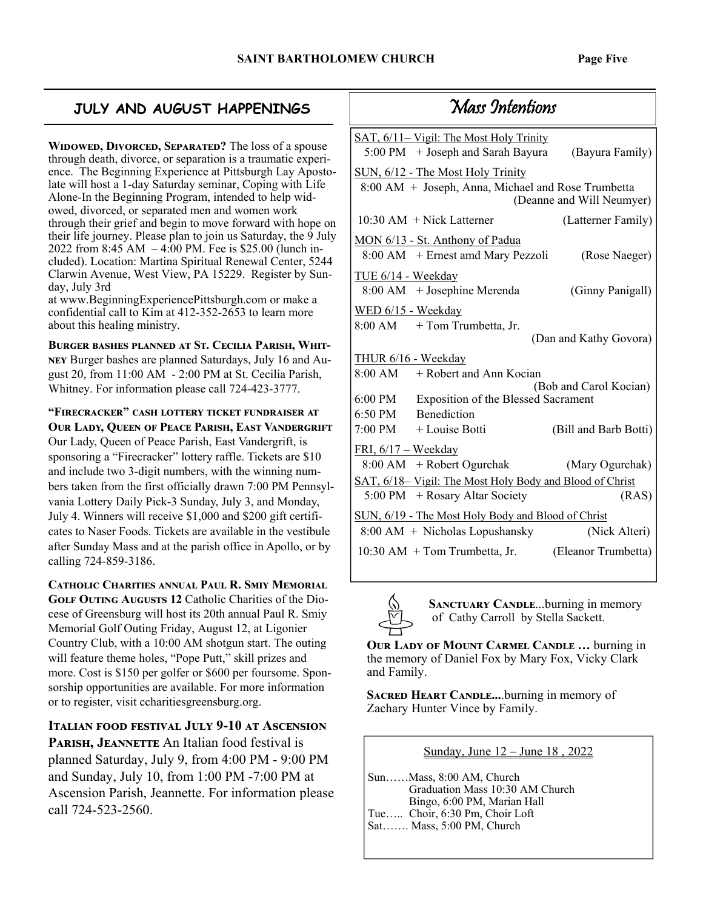## JULY AND AUGUST HAPPENINGS

**Widowed, Divorced, Separated?** The loss of a spouse through death, divorce, or separation is a traumatic experience. The Beginning Experience at Pittsburgh Lay Apostolate will host a 1-day Saturday seminar, Coping with Life Alone-In the Beginning Program, intended to help widowed, divorced, or separated men and women work through their grief and begin to move forward with hope on their life journey. Please plan to join us Saturday, the 9 July 2022 from 8:45 AM – 4:00 PM. Fee is $25.00 (lunch included). Location: Martina Spiritual Renewal Center, 5244 Clarwin Avenue, West View, PA 15229. Register by Sunday, July 3rd at www.BeginningExperiencePittsburgh.com or make a confidential call to Kim at 412-352-2653 to learn more about this healing ministry.

**Burger bashes planned at St. Cecilia Parish, Whitney** Burger bashes are planned Saturdays, July 16 and August 20, from 11:00 AM - 2:00 PM at St. Cecilia Parish, Whitney. For information please call 724-423-3777.

**"Firecracker" cash lottery ticket fundraiser at Our Lady, Queen of Peace Parish, East Vandergrift** Our Lady, Queen of Peace Parish, East Vandergrift, is sponsoring a "Firecracker" lottery raffle. Tickets are $10 and include two 3-digit numbers, with the winning numbers taken from the first officially drawn 7:00 PM Pennsylvania Lottery Daily Pick-3 Sunday, July 3, and Monday, July 4. Winners will receive $1,000 and $200 gift certificates to Naser Foods. Tickets are available in the vestibule after Sunday Mass and at the parish office in Apollo, or by calling 724-859-3186.

**Catholic Charities annual Paul R. Smiy Memorial Golf Outing Augusts 12** Catholic Charities of the Diocese of Greensburg will host its 20th annual Paul R. Smiy Memorial Golf Outing Friday, August 12, at Ligonier Country Club, with a 10:00 AM shotgun start. The outing will feature theme holes, "Pope Putt," skill prizes and more. Cost is $150 per golfer or $600 per foursome. Sponsorship opportunities are available. For more information or to register, visit ccharitiesgreensburg.org.

**Italian food festival July 9-10 at Ascension Parish, Jeannette** An Italian food festival is planned Saturday, July 9, from 4:00 PM - 9:00 PM and Sunday, July 10, from 1:00 PM -7:00 PM at Ascension Parish, Jeannette. For information please call 724-523-2560.

## *Mass Intentions*

SAT, 6/11– Vigil: The Most Holy Trinity
5:00 PM + Joseph and Sarah Bayura (Bayura Family)

SUN, 6/12 - The Most Holy Trinity
8:00 AM + Joseph, Anna, Michael and Rose Trumbetta (Deanne and Will Neumyer)
10:30 AM + Nick Latterner (Latterner Family)

MON 6/13 - St. Anthony of Padua
8:00 AM + Ernest amd Mary Pezzoli (Rose Naeger)

TUE 6/14 - Weekday
8:00 AM + Josephine Merenda (Ginny Panigall)

WED 6/15 - Weekday
8:00 AM + Tom Trumbetta, Jr. (Dan and Kathy Govora)

THUR 6/16 - Weekday
8:00 AM + Robert and Ann Kocian (Bob and Carol Kocian)
6:00 PM Exposition of the Blessed Sacrament
6:50 PM Benediction
7:00 PM + Louise Botti (Bill and Barb Botti)

FRI, 6/17 – Weekday
8:00 AM + Robert Ogurchak (Mary Ogurchak)

SAT, 6/18– Vigil: The Most Holy Body and Blood of Christ
5:00 PM + Rosary Altar Society (RAS)

SUN, 6/19 - The Most Holy Body and Blood of Christ
8:00 AM + Nicholas Lopushansky (Nick Alteri)
10:30 AM + Tom Trumbetta, Jr. (Eleanor Trumbetta)

**Sanctuary Candle**...burning in memory of Cathy Carroll by Stella Sackett.

**Our Lady of Mount Carmel Candle …** burning in the memory of Daniel Fox by Mary Fox, Vicky Clark and Family.

**Sacred Heart Candle...**.burning in memory of Zachary Hunter Vince by Family.

Sunday, June 12 – June 18 , 2022

Sun……Mass, 8:00 AM, Church
Graduation Mass 10:30 AM Church
Bingo, 6:00 PM, Marian Hall
Tue….. Choir, 6:30 Pm, Choir Loft
Sat……. Mass, 5:00 PM, Church